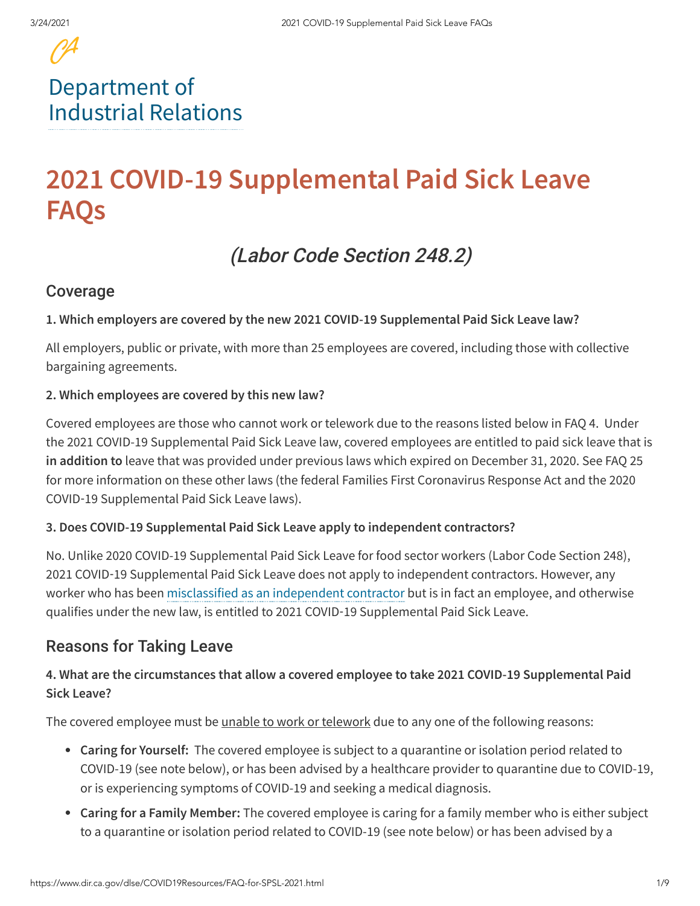Department of Industrial Relations

# 2021 COVID-19 Supplemental Paid Sick Leave FAQs

## *(Labor Code Section 248.2)*

### Coverage

**1. Which employers are covered by the new 2021 COVID-19 Supplemental Paid Sick Leave law?**

All employers, public or private, with more than 25 employees are covered, including those with collective bargaining agreements.

**2. Which employees are covered by this new law?**

Covered employees are those who cannot work or telework due to the reasons listed below in FAQ 4. Under the 2021 COVID-19 Supplemental Paid Sick Leave law, covered employees are entitled to paid sick leave that is **in addition to** leave that was provided under previous laws which expired on December 31, 2020. See FAQ 25 for more information on these other laws (the federal Families First Coronavirus Response Act and the 2020 COVID-19 Supplemental Paid Sick Leave laws).

**3. Does COVID-19 Supplemental Paid Sick Leave apply to independent contractors?**

No. Unlike 2020 COVID-19 Supplemental Paid Sick Leave for food sector workers (Labor Code Section 248), 2021 COVID-19 Supplemental Paid Sick Leave does not apply to independent contractors. However, any worker who has been misclassified as an independent contractor but is in fact an employee, and otherwise qualifies under the new law, is entitled to 2021 COVID-19 Supplemental Paid Sick Leave.

### Reasons for Taking Leave

**4. What are the circumstances that allow a covered employee to take 2021 COVID-19 Supplemental Paid Sick Leave?**

The covered employee must be unable to work or telework due to any one of the following reasons:

- **Caring for Yourself:** The covered employee is subject to a quarantine or isolation period related to COVID-19 (see note below), or has been advised by a healthcare provider to quarantine due to COVID-19, or is experiencing symptoms of COVID-19 and seeking a medical diagnosis.
- **Caring for a Family Member:** The covered employee is caring for a family member who is either subject to a quarantine or isolation period related to COVID-19 (see note below) or has been advised by a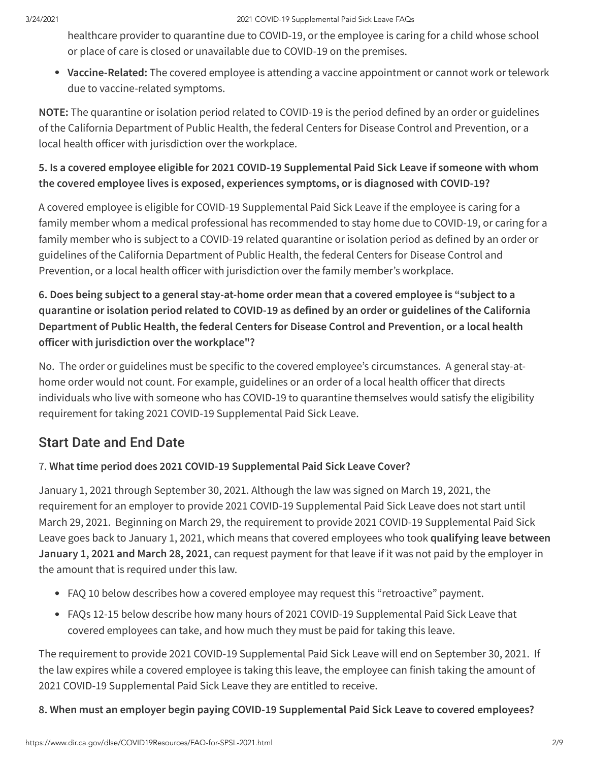healthcare provider to quarantine due to COVID-19, or the employee is caring for a child whose school or place of care is closed or unavailable due to COVID-19 on the premises.

- **Vaccine-Related:** The covered employee is attending a vaccine appointment or cannot work or telework due to vaccine-related symptoms.

**NOTE:** The quarantine or isolation period related to COVID-19 is the period defined by an order or guidelines of the California Department of Public Health, the federal Centers for Disease Control and Prevention, or a local health officer with jurisdiction over the workplace.

**5. Is a covered employee eligible for 2021 COVID-19 Supplemental Paid Sick Leave if someone with whom the covered employee lives is exposed, experiences symptoms, or is diagnosed with COVID-19?**

A covered employee is eligible for COVID-19 Supplemental Paid Sick Leave if the employee is caring for a family member whom a medical professional has recommended to stay home due to COVID-19, or caring for a family member who is subject to a COVID-19 related quarantine or isolation period as defined by an order or guidelines of the California Department of Public Health, the federal Centers for Disease Control and Prevention, or a local health officer with jurisdiction over the family member's workplace.

**6. Does being subject to a general stay-at-home order mean that a covered employee is "subject to a quarantine or isolation period related to COVID-19 as defined by an order or guidelines of the California Department of Public Health, the federal Centers for Disease Control and Prevention, or a local health officer with jurisdiction over the workplace"?**

No. The order or guidelines must be specific to the covered employee's circumstances. A general stay-at-home order would not count. For example, guidelines or an order of a local health officer that directs individuals who live with someone who has COVID-19 to quarantine themselves would satisfy the eligibility requirement for taking 2021 COVID-19 Supplemental Paid Sick Leave.

## Start Date and End Date

7. **What time period does 2021 COVID-19 Supplemental Paid Sick Leave Cover?**

January 1, 2021 through September 30, 2021. Although the law was signed on March 19, 2021, the requirement for an employer to provide 2021 COVID-19 Supplemental Paid Sick Leave does not start until March 29, 2021. Beginning on March 29, the requirement to provide 2021 COVID-19 Supplemental Paid Sick Leave goes back to January 1, 2021, which means that covered employees who took **qualifying leave between January 1, 2021 and March 28, 2021**, can request payment for that leave if it was not paid by the employer in the amount that is required under this law.

- FAQ 10 below describes how a covered employee may request this "retroactive" payment.
- FAQs 12-15 below describe how many hours of 2021 COVID-19 Supplemental Paid Sick Leave that covered employees can take, and how much they must be paid for taking this leave.

The requirement to provide 2021 COVID-19 Supplemental Paid Sick Leave will end on September 30, 2021. If the law expires while a covered employee is taking this leave, the employee can finish taking the amount of 2021 COVID-19 Supplemental Paid Sick Leave they are entitled to receive.

**8. When must an employer begin paying COVID-19 Supplemental Paid Sick Leave to covered employees?**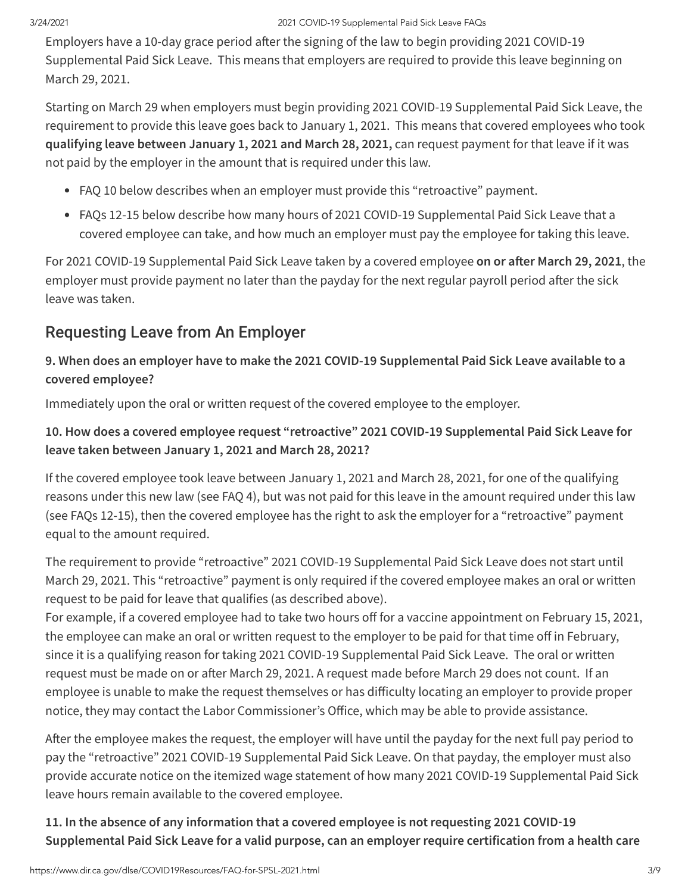Employers have a 10-day grace period after the signing of the law to begin providing 2021 COVID-19 Supplemental Paid Sick Leave. This means that employers are required to provide this leave beginning on March 29, 2021.

Starting on March 29 when employers must begin providing 2021 COVID-19 Supplemental Paid Sick Leave, the requirement to provide this leave goes back to January 1, 2021. This means that covered employees who took **qualifying leave between January 1, 2021 and March 28, 2021,** can request payment for that leave if it was not paid by the employer in the amount that is required under this law.

- FAQ 10 below describes when an employer must provide this "retroactive" payment.
- FAQs 12-15 below describe how many hours of 2021 COVID-19 Supplemental Paid Sick Leave that a covered employee can take, and how much an employer must pay the employee for taking this leave.

For 2021 COVID-19 Supplemental Paid Sick Leave taken by a covered employee **on or after March 29, 2021**, the employer must provide payment no later than the payday for the next regular payroll period after the sick leave was taken.

## Requesting Leave from An Employer

**9. When does an employer have to make the 2021 COVID-19 Supplemental Paid Sick Leave available to a covered employee?**

Immediately upon the oral or written request of the covered employee to the employer.

**10. How does a covered employee request "retroactive" 2021 COVID-19 Supplemental Paid Sick Leave for leave taken between January 1, 2021 and March 28, 2021?**

If the covered employee took leave between January 1, 2021 and March 28, 2021, for one of the qualifying reasons under this new law (see FAQ 4), but was not paid for this leave in the amount required under this law (see FAQs 12-15), then the covered employee has the right to ask the employer for a "retroactive" payment equal to the amount required.

The requirement to provide "retroactive" 2021 COVID-19 Supplemental Paid Sick Leave does not start until March 29, 2021. This "retroactive" payment is only required if the covered employee makes an oral or written request to be paid for leave that qualifies (as described above).
For example, if a covered employee had to take two hours off for a vaccine appointment on February 15, 2021, the employee can make an oral or written request to the employer to be paid for that time off in February, since it is a qualifying reason for taking 2021 COVID-19 Supplemental Paid Sick Leave. The oral or written request must be made on or after March 29, 2021. A request made before March 29 does not count. If an employee is unable to make the request themselves or has difficulty locating an employer to provide proper notice, they may contact the Labor Commissioner's Office, which may be able to provide assistance.

After the employee makes the request, the employer will have until the payday for the next full pay period to pay the "retroactive" 2021 COVID-19 Supplemental Paid Sick Leave. On that payday, the employer must also provide accurate notice on the itemized wage statement of how many 2021 COVID-19 Supplemental Paid Sick leave hours remain available to the covered employee.

**11. In the absence of any information that a covered employee is not requesting 2021 COVID-19 Supplemental Paid Sick Leave for a valid purpose, can an employer require certification from a health care**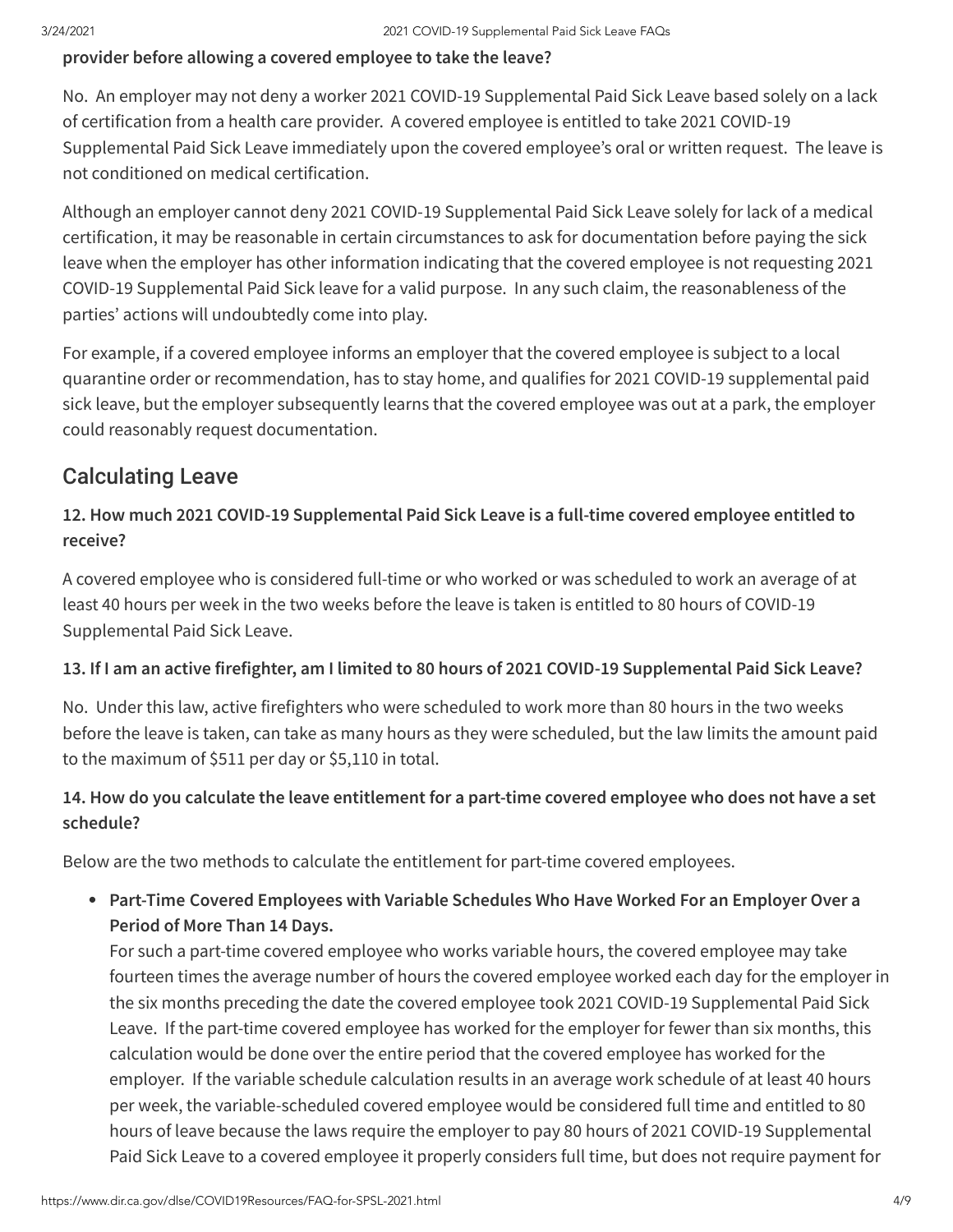**provider before allowing a covered employee to take the leave?**

No. An employer may not deny a worker 2021 COVID-19 Supplemental Paid Sick Leave based solely on a lack of certification from a health care provider. A covered employee is entitled to take 2021 COVID-19 Supplemental Paid Sick Leave immediately upon the covered employee's oral or written request. The leave is not conditioned on medical certification.

Although an employer cannot deny 2021 COVID-19 Supplemental Paid Sick Leave solely for lack of a medical certification, it may be reasonable in certain circumstances to ask for documentation before paying the sick leave when the employer has other information indicating that the covered employee is not requesting 2021 COVID-19 Supplemental Paid Sick leave for a valid purpose. In any such claim, the reasonableness of the parties' actions will undoubtedly come into play.

For example, if a covered employee informs an employer that the covered employee is subject to a local quarantine order or recommendation, has to stay home, and qualifies for 2021 COVID-19 supplemental paid sick leave, but the employer subsequently learns that the covered employee was out at a park, the employer could reasonably request documentation.

## Calculating Leave

**12. How much 2021 COVID-19 Supplemental Paid Sick Leave is a full-time covered employee entitled to receive?**

A covered employee who is considered full-time or who worked or was scheduled to work an average of at least 40 hours per week in the two weeks before the leave is taken is entitled to 80 hours of COVID-19 Supplemental Paid Sick Leave.

**13. If I am an active firefighter, am I limited to 80 hours of 2021 COVID-19 Supplemental Paid Sick Leave?**

No. Under this law, active firefighters who were scheduled to work more than 80 hours in the two weeks before the leave is taken, can take as many hours as they were scheduled, but the law limits the amount paid to the maximum of $511 per day or $5,110 in total.

**14. How do you calculate the leave entitlement for a part-time covered employee who does not have a set schedule?**

Below are the two methods to calculate the entitlement for part-time covered employees.

- **Part-Time Covered Employees with Variable Schedules Who Have Worked For an Employer Over a Period of More Than 14 Days.**
  For such a part-time covered employee who works variable hours, the covered employee may take fourteen times the average number of hours the covered employee worked each day for the employer in the six months preceding the date the covered employee took 2021 COVID-19 Supplemental Paid Sick Leave. If the part-time covered employee has worked for the employer for fewer than six months, this calculation would be done over the entire period that the covered employee has worked for the employer. If the variable schedule calculation results in an average work schedule of at least 40 hours per week, the variable-scheduled covered employee would be considered full time and entitled to 80 hours of leave because the laws require the employer to pay 80 hours of 2021 COVID-19 Supplemental Paid Sick Leave to a covered employee it properly considers full time, but does not require payment for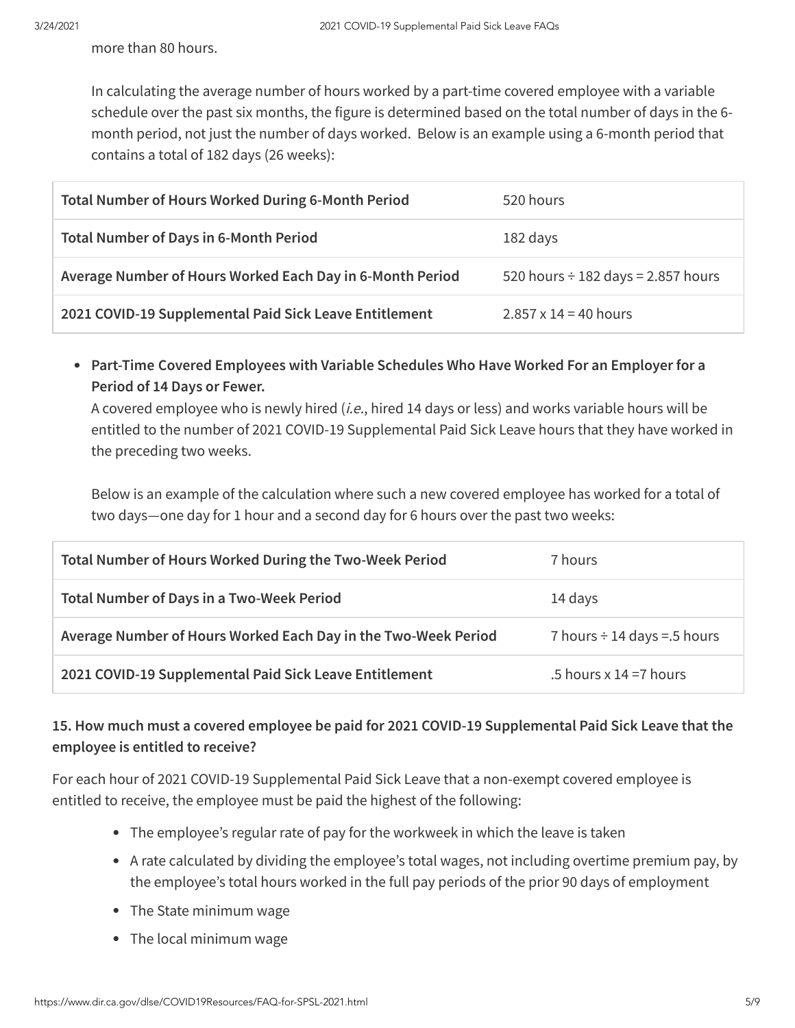more than 80 hours.

In calculating the average number of hours worked by a part-time covered employee with a variable schedule over the past six months, the figure is determined based on the total number of days in the 6-month period, not just the number of days worked. Below is an example using a 6-month period that contains a total of 182 days (26 weeks):

| **Total Number of Hours Worked During 6-Month Period** | 520 hours |
|---|---|
| **Total Number of Days in 6-Month Period** | 182 days |
| **Average Number of Hours Worked Each Day in 6-Month Period** | 520 hours ÷ 182 days = 2.857 hours |
| **2021 COVID-19 Supplemental Paid Sick Leave Entitlement** | 2.857 x 14 = 40 hours |

- **Part-Time Covered Employees with Variable Schedules Who Have Worked For an Employer for a Period of 14 Days or Fewer.**
  A covered employee who is newly hired (*i.e.*, hired 14 days or less) and works variable hours will be entitled to the number of 2021 COVID-19 Supplemental Paid Sick Leave hours that they have worked in the preceding two weeks.

  Below is an example of the calculation where such a new covered employee has worked for a total of two days—one day for 1 hour and a second day for 6 hours over the past two weeks:

| **Total Number of Hours Worked During the Two-Week Period** | 7 hours |
|---|---|
| **Total Number of Days in a Two-Week Period** | 14 days |
| **Average Number of Hours Worked Each Day in the Two-Week Period** | 7 hours ÷ 14 days =.5 hours |
| **2021 COVID-19 Supplemental Paid Sick Leave Entitlement** | .5 hours x 14 =7 hours |

### 15. How much must a covered employee be paid for 2021 COVID-19 Supplemental Paid Sick Leave that the employee is entitled to receive?

For each hour of 2021 COVID-19 Supplemental Paid Sick Leave that a non-exempt covered employee is entitled to receive, the employee must be paid the highest of the following:

- The employee's regular rate of pay for the workweek in which the leave is taken
- A rate calculated by dividing the employee's total wages, not including overtime premium pay, by the employee's total hours worked in the full pay periods of the prior 90 days of employment
- The State minimum wage
- The local minimum wage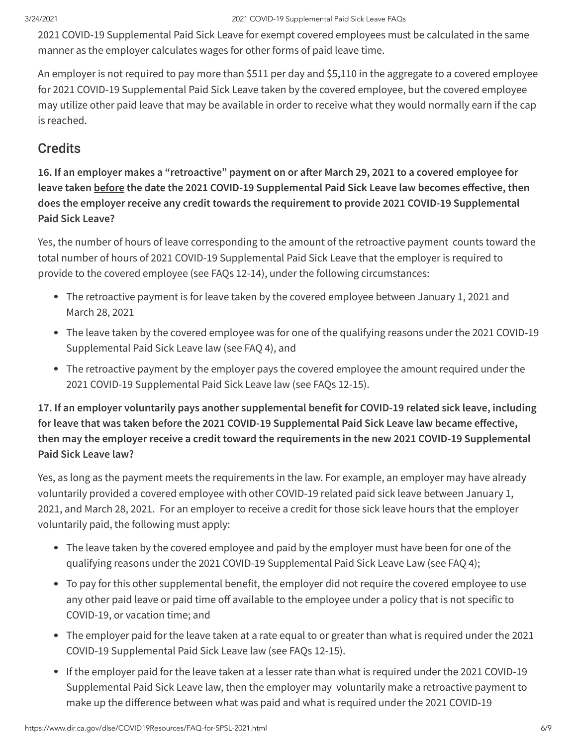2021 COVID-19 Supplemental Paid Sick Leave for exempt covered employees must be calculated in the same manner as the employer calculates wages for other forms of paid leave time.

An employer is not required to pay more than $511 per day and $5,110 in the aggregate to a covered employee for 2021 COVID-19 Supplemental Paid Sick Leave taken by the covered employee, but the covered employee may utilize other paid leave that may be available in order to receive what they would normally earn if the cap is reached.

## Credits

**16. If an employer makes a "retroactive" payment on or after March 29, 2021 to a covered employee for leave taken before the date the 2021 COVID-19 Supplemental Paid Sick Leave law becomes effective, then does the employer receive any credit towards the requirement to provide 2021 COVID-19 Supplemental Paid Sick Leave?**

Yes, the number of hours of leave corresponding to the amount of the retroactive payment counts toward the total number of hours of 2021 COVID-19 Supplemental Paid Sick Leave that the employer is required to provide to the covered employee (see FAQs 12-14), under the following circumstances:

- The retroactive payment is for leave taken by the covered employee between January 1, 2021 and March 28, 2021
- The leave taken by the covered employee was for one of the qualifying reasons under the 2021 COVID-19 Supplemental Paid Sick Leave law (see FAQ 4), and
- The retroactive payment by the employer pays the covered employee the amount required under the 2021 COVID-19 Supplemental Paid Sick Leave law (see FAQs 12-15).

**17. If an employer voluntarily pays another supplemental benefit for COVID-19 related sick leave, including for leave that was taken before the 2021 COVID-19 Supplemental Paid Sick Leave law became effective, then may the employer receive a credit toward the requirements in the new 2021 COVID-19 Supplemental Paid Sick Leave law?**

Yes, as long as the payment meets the requirements in the law. For example, an employer may have already voluntarily provided a covered employee with other COVID-19 related paid sick leave between January 1, 2021, and March 28, 2021. For an employer to receive a credit for those sick leave hours that the employer voluntarily paid, the following must apply:

- The leave taken by the covered employee and paid by the employer must have been for one of the qualifying reasons under the 2021 COVID-19 Supplemental Paid Sick Leave Law (see FAQ 4);
- To pay for this other supplemental benefit, the employer did not require the covered employee to use any other paid leave or paid time off available to the employee under a policy that is not specific to COVID-19, or vacation time; and
- The employer paid for the leave taken at a rate equal to or greater than what is required under the 2021 COVID-19 Supplemental Paid Sick Leave law (see FAQs 12-15).
- If the employer paid for the leave taken at a lesser rate than what is required under the 2021 COVID-19 Supplemental Paid Sick Leave law, then the employer may voluntarily make a retroactive payment to make up the difference between what was paid and what is required under the 2021 COVID-19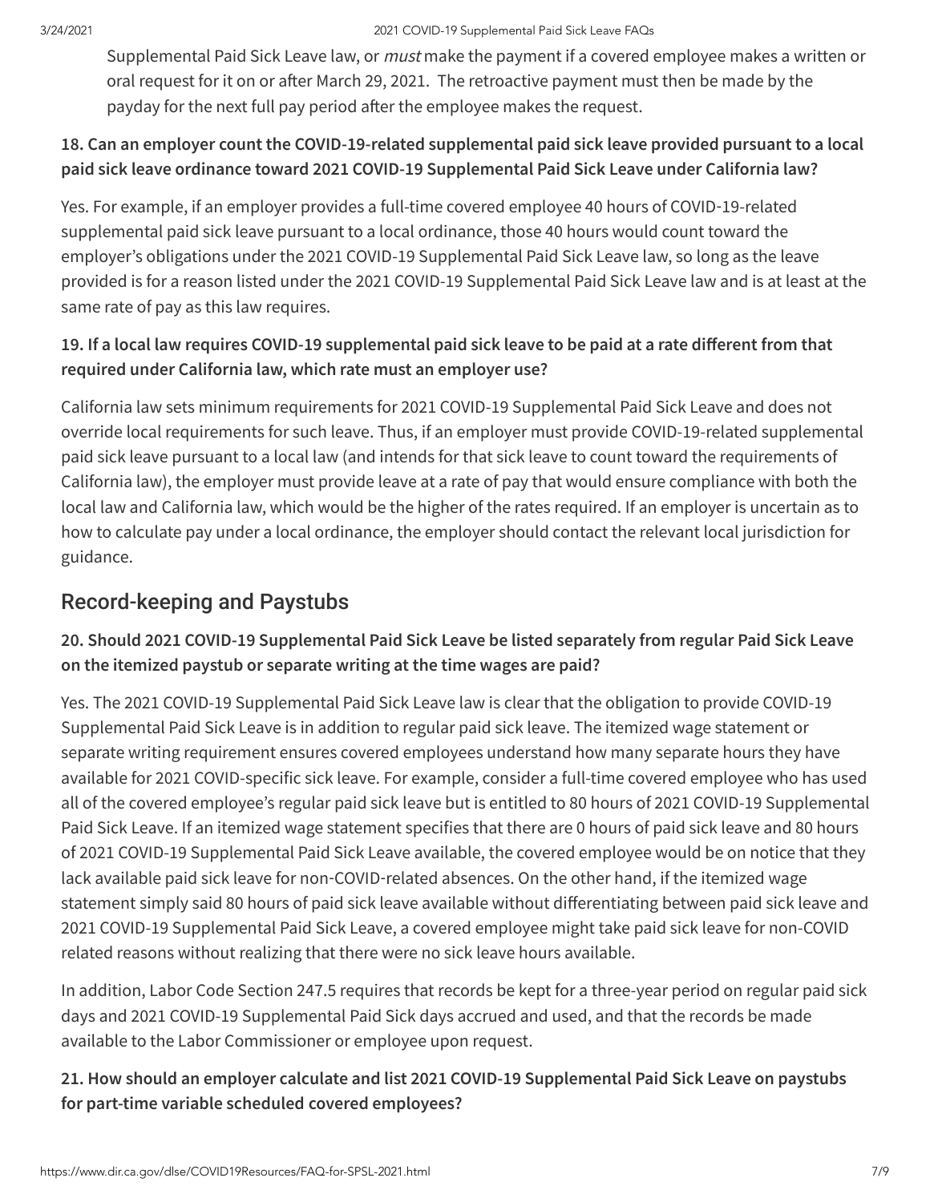Supplemental Paid Sick Leave law, or *must* make the payment if a covered employee makes a written or oral request for it on or after March 29, 2021. The retroactive payment must then be made by the payday for the next full pay period after the employee makes the request.

**18. Can an employer count the COVID-19-related supplemental paid sick leave provided pursuant to a local paid sick leave ordinance toward 2021 COVID-19 Supplemental Paid Sick Leave under California law?**

Yes. For example, if an employer provides a full-time covered employee 40 hours of COVID-19-related supplemental paid sick leave pursuant to a local ordinance, those 40 hours would count toward the employer's obligations under the 2021 COVID-19 Supplemental Paid Sick Leave law, so long as the leave provided is for a reason listed under the 2021 COVID-19 Supplemental Paid Sick Leave law and is at least at the same rate of pay as this law requires.

**19. If a local law requires COVID-19 supplemental paid sick leave to be paid at a rate different from that required under California law, which rate must an employer use?**

California law sets minimum requirements for 2021 COVID-19 Supplemental Paid Sick Leave and does not override local requirements for such leave. Thus, if an employer must provide COVID-19-related supplemental paid sick leave pursuant to a local law (and intends for that sick leave to count toward the requirements of California law), the employer must provide leave at a rate of pay that would ensure compliance with both the local law and California law, which would be the higher of the rates required. If an employer is uncertain as to how to calculate pay under a local ordinance, the employer should contact the relevant local jurisdiction for guidance.

## Record-keeping and Paystubs

**20. Should 2021 COVID-19 Supplemental Paid Sick Leave be listed separately from regular Paid Sick Leave on the itemized paystub or separate writing at the time wages are paid?**

Yes. The 2021 COVID-19 Supplemental Paid Sick Leave law is clear that the obligation to provide COVID-19 Supplemental Paid Sick Leave is in addition to regular paid sick leave. The itemized wage statement or separate writing requirement ensures covered employees understand how many separate hours they have available for 2021 COVID-specific sick leave. For example, consider a full-time covered employee who has used all of the covered employee's regular paid sick leave but is entitled to 80 hours of 2021 COVID-19 Supplemental Paid Sick Leave. If an itemized wage statement specifies that there are 0 hours of paid sick leave and 80 hours of 2021 COVID-19 Supplemental Paid Sick Leave available, the covered employee would be on notice that they lack available paid sick leave for non-COVID-related absences. On the other hand, if the itemized wage statement simply said 80 hours of paid sick leave available without differentiating between paid sick leave and 2021 COVID-19 Supplemental Paid Sick Leave, a covered employee might take paid sick leave for non-COVID related reasons without realizing that there were no sick leave hours available.

In addition, Labor Code Section 247.5 requires that records be kept for a three-year period on regular paid sick days and 2021 COVID-19 Supplemental Paid Sick days accrued and used, and that the records be made available to the Labor Commissioner or employee upon request.

**21. How should an employer calculate and list 2021 COVID-19 Supplemental Paid Sick Leave on paystubs for part-time variable scheduled covered employees?**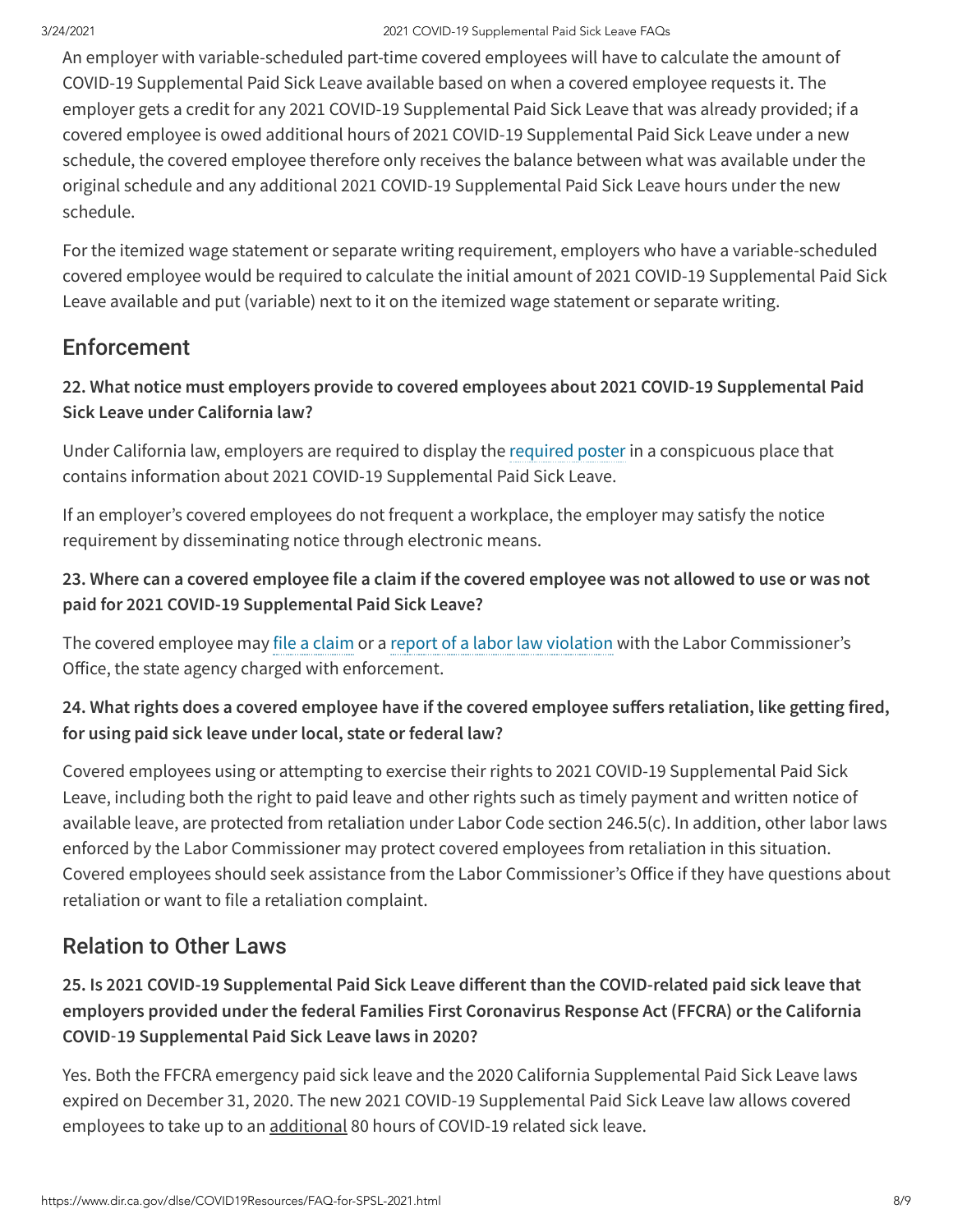An employer with variable-scheduled part-time covered employees will have to calculate the amount of COVID-19 Supplemental Paid Sick Leave available based on when a covered employee requests it. The employer gets a credit for any 2021 COVID-19 Supplemental Paid Sick Leave that was already provided; if a covered employee is owed additional hours of 2021 COVID-19 Supplemental Paid Sick Leave under a new schedule, the covered employee therefore only receives the balance between what was available under the original schedule and any additional 2021 COVID-19 Supplemental Paid Sick Leave hours under the new schedule.

For the itemized wage statement or separate writing requirement, employers who have a variable-scheduled covered employee would be required to calculate the initial amount of 2021 COVID-19 Supplemental Paid Sick Leave available and put (variable) next to it on the itemized wage statement or separate writing.

## Enforcement

### 22. What notice must employers provide to covered employees about 2021 COVID-19 Supplemental Paid Sick Leave under California law?

Under California law, employers are required to display the required poster in a conspicuous place that contains information about 2021 COVID-19 Supplemental Paid Sick Leave.

If an employer's covered employees do not frequent a workplace, the employer may satisfy the notice requirement by disseminating notice through electronic means.

### 23. Where can a covered employee file a claim if the covered employee was not allowed to use or was not paid for 2021 COVID-19 Supplemental Paid Sick Leave?

The covered employee may file a claim or a report of a labor law violation with the Labor Commissioner's Office, the state agency charged with enforcement.

### 24. What rights does a covered employee have if the covered employee suffers retaliation, like getting fired, for using paid sick leave under local, state or federal law?

Covered employees using or attempting to exercise their rights to 2021 COVID-19 Supplemental Paid Sick Leave, including both the right to paid leave and other rights such as timely payment and written notice of available leave, are protected from retaliation under Labor Code section 246.5(c). In addition, other labor laws enforced by the Labor Commissioner may protect covered employees from retaliation in this situation. Covered employees should seek assistance from the Labor Commissioner's Office if they have questions about retaliation or want to file a retaliation complaint.

## Relation to Other Laws

### 25. Is 2021 COVID-19 Supplemental Paid Sick Leave different than the COVID-related paid sick leave that employers provided under the federal Families First Coronavirus Response Act (FFCRA) or the California COVID-19 Supplemental Paid Sick Leave laws in 2020?

Yes. Both the FFCRA emergency paid sick leave and the 2020 California Supplemental Paid Sick Leave laws expired on December 31, 2020. The new 2021 COVID-19 Supplemental Paid Sick Leave law allows covered employees to take up to an additional 80 hours of COVID-19 related sick leave.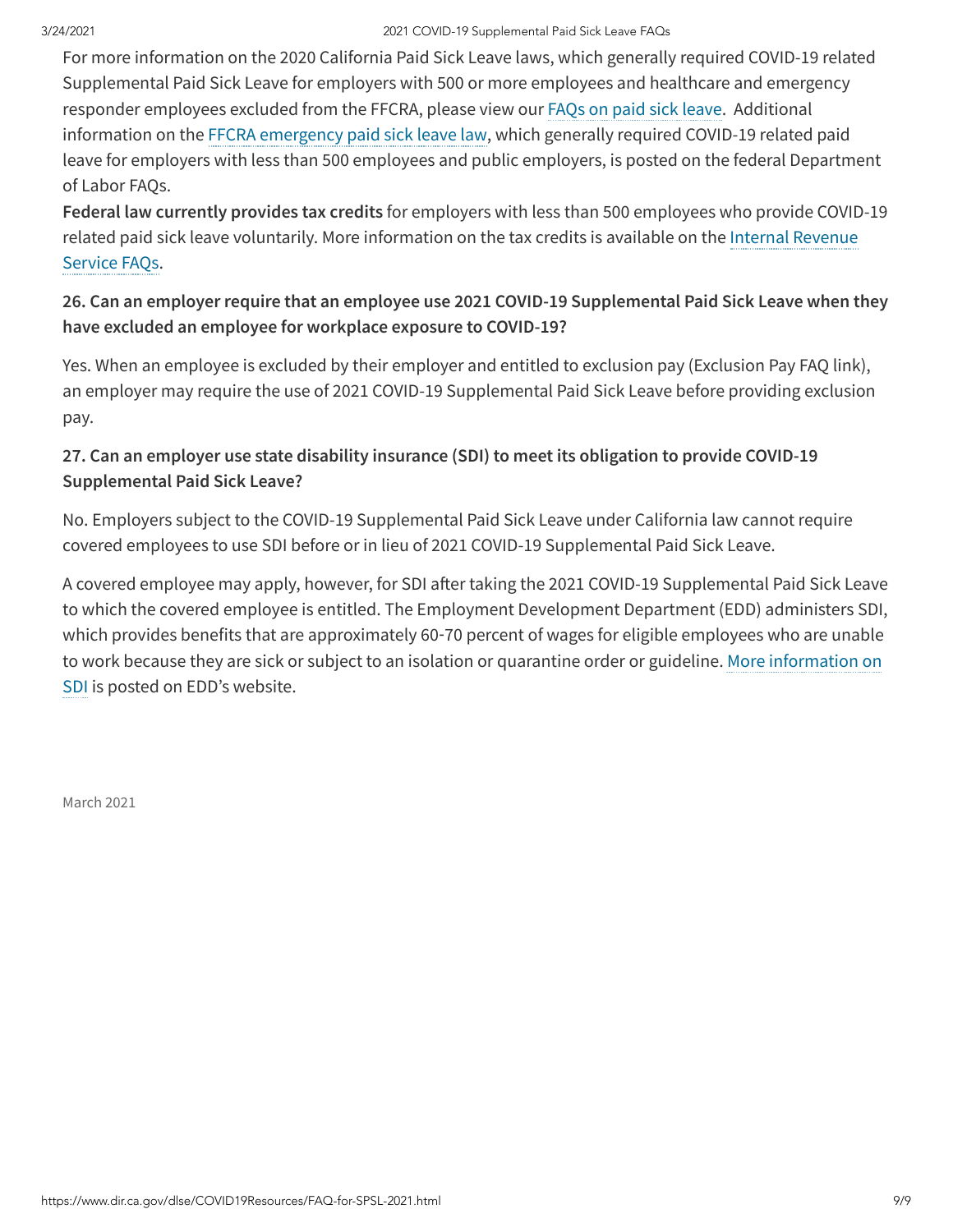For more information on the 2020 California Paid Sick Leave laws, which generally required COVID-19 related Supplemental Paid Sick Leave for employers with 500 or more employees and healthcare and emergency responder employees excluded from the FFCRA, please view our FAQs on paid sick leave. Additional information on the FFCRA emergency paid sick leave law, which generally required COVID-19 related paid leave for employers with less than 500 employees and public employers, is posted on the federal Department of Labor FAQs.

**Federal law currently provides tax credits** for employers with less than 500 employees who provide COVID-19 related paid sick leave voluntarily. More information on the tax credits is available on the Internal Revenue Service FAQs.

**26. Can an employer require that an employee use 2021 COVID-19 Supplemental Paid Sick Leave when they have excluded an employee for workplace exposure to COVID-19?**

Yes. When an employee is excluded by their employer and entitled to exclusion pay (Exclusion Pay FAQ link), an employer may require the use of 2021 COVID-19 Supplemental Paid Sick Leave before providing exclusion pay.

**27. Can an employer use state disability insurance (SDI) to meet its obligation to provide COVID-19 Supplemental Paid Sick Leave?**

No. Employers subject to the COVID-19 Supplemental Paid Sick Leave under California law cannot require covered employees to use SDI before or in lieu of 2021 COVID-19 Supplemental Paid Sick Leave.

A covered employee may apply, however, for SDI after taking the 2021 COVID-19 Supplemental Paid Sick Leave to which the covered employee is entitled. The Employment Development Department (EDD) administers SDI, which provides benefits that are approximately 60-70 percent of wages for eligible employees who are unable to work because they are sick or subject to an isolation or quarantine order or guideline. More information on SDI is posted on EDD's website.

March 2021